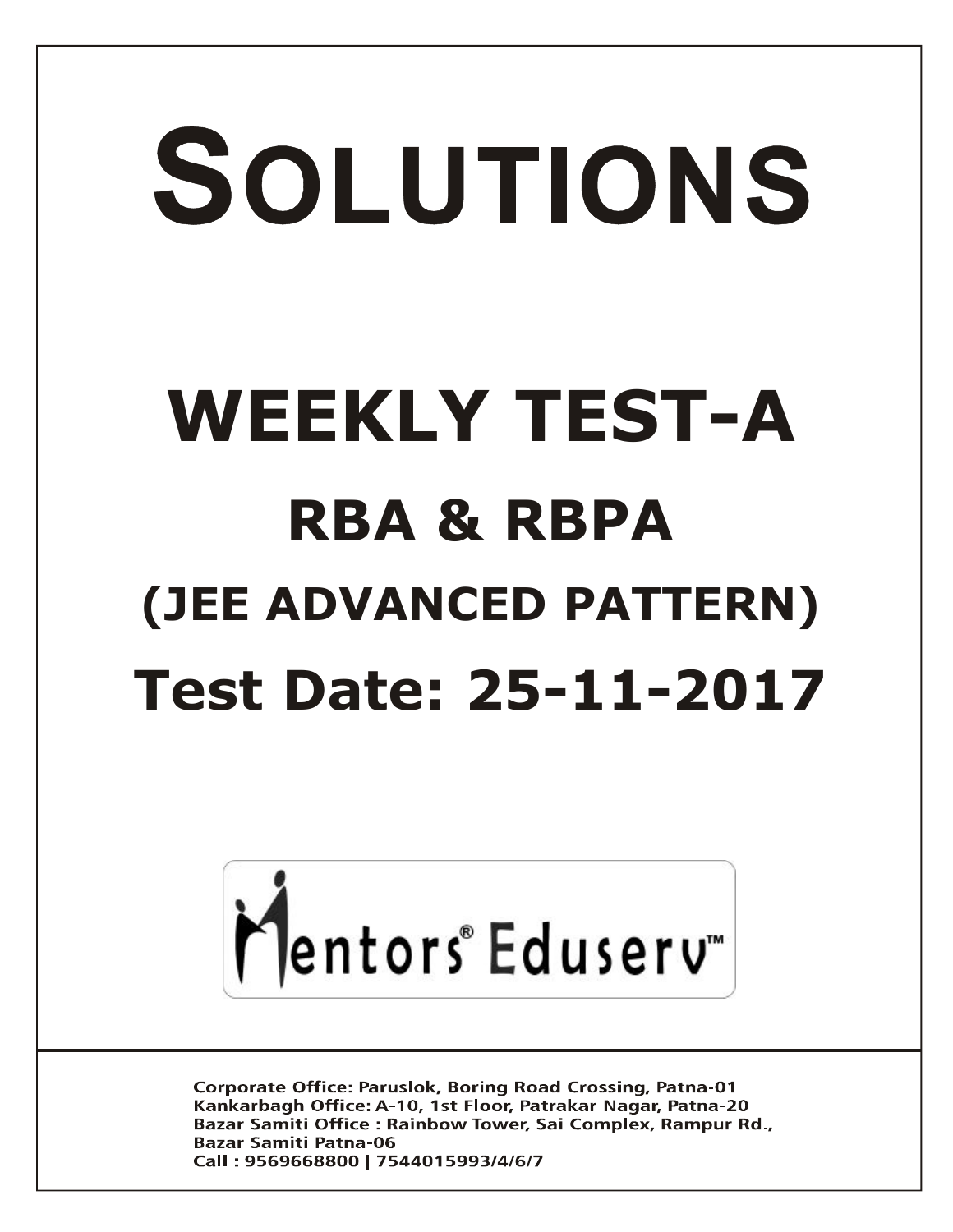# SOLUTIONS

# WEEKLY TEST-A

## RBA & RBPA

## (JEE ADVANCED PATTERN)

## Test Date: 25-11-2017

Mentors® Eduserv™

Corporate Office: Paruslok, Boring Road Crossing, Patna-01
Kankarbagh Office: A-10, 1st Floor, Patrakar Nagar, Patna-20
Bazar Samiti Office : Rainbow Tower, Sai Complex, Rampur Rd., Bazar Samiti Patna-06
Call : 9569668800 | 7544015993/4/6/7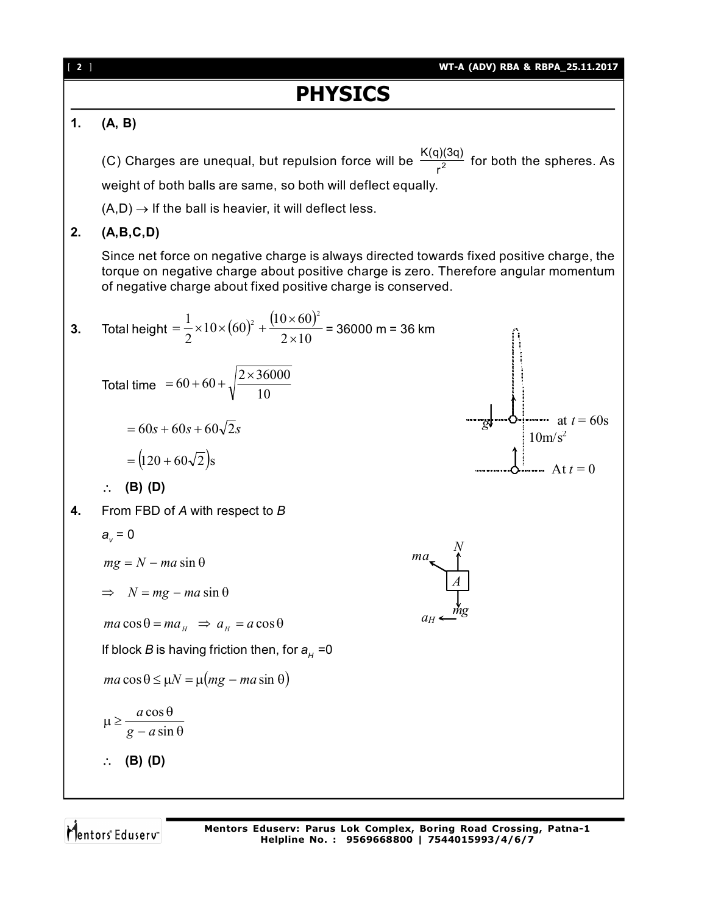# PHYSICS

**1.** **(A, B)**

(C) Charges are unequal, but repulsion force will be $\frac{K(q)(3q)}{r^2}$ for both the spheres. As weight of both balls are same, so both will deflect equally.

(A,D) $\rightarrow$ If the ball is heavier, it will deflect less.

**2.** **(A,B,C,D)**

Since net force on negative charge is always directed towards fixed positive charge, the torque on negative charge about positive charge is zero. Therefore angular momentum of negative charge about fixed positive charge is conserved.

**3.** Total height $= \frac{1}{2} \times 10 \times (60)^2 + \frac{(10 \times 60)^2}{2 \times 10}$ = 36000 m = 36 km

Total time $= 60 + 60 + \sqrt{\frac{2 \times 36000}{10}}$

$= 60s + 60s + 60\sqrt{2}s$

$= (120 + 60\sqrt{2})$s

at $t = 60$s

$g$ $10 \text{m/s}^2$

At $t = 0$

$\therefore$ **(B) (D)**

**4.** From FBD of $A$ with respect to $B$

$a_v = 0$

$mg = N - ma \sin\theta$

$\Rightarrow \quad N = mg - ma \sin\theta$

$ma \cos\theta = ma_H \;\Rightarrow\; a_H = a\cos\theta$

If block $B$ is having friction then, for $a_H = 0$

$ma\cos\theta \le \mu N = \mu(mg - ma\sin\theta)$

$\mu \ge \frac{a\cos\theta}{g - a\sin\theta}$

$\therefore$ **(B) (D)**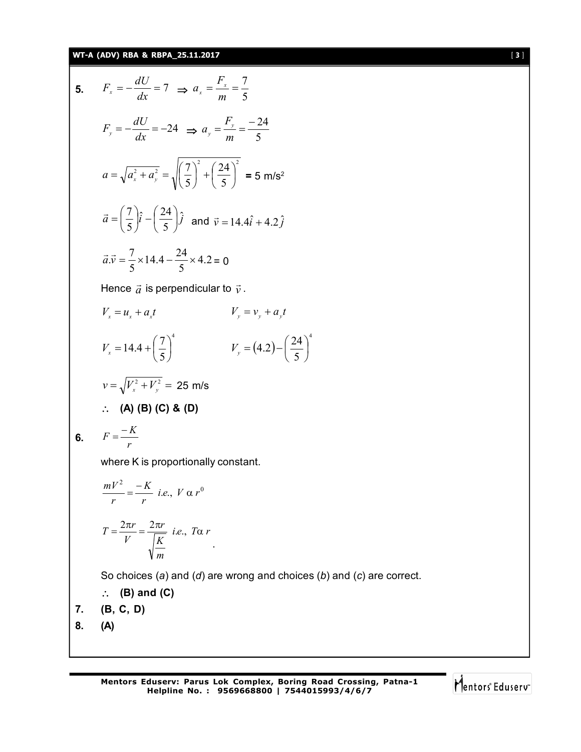**5.** $F_x = -\frac{dU}{dx} = 7 \;\Rightarrow\; a_x = \frac{F_x}{m} = \frac{7}{5}$

$F_y = -\frac{dU}{dx} = -24 \;\Rightarrow\; a_y = \frac{F_y}{m} = \frac{-24}{5}$

$a = \sqrt{a_x^2 + a_y^2} = \sqrt{\left(\frac{7}{5}\right)^2 + \left(\frac{24}{5}\right)^2}$ **=** 5 m/s$^2$

$\vec{a} = \left(\frac{7}{5}\right)\hat{i} - \left(\frac{24}{5}\right)\hat{j}$ and $\vec{v} = 14.4\hat{i} + 4.2\hat{j}$

$\vec{a}.\vec{v} = \frac{7}{5} \times 14.4 - \frac{24}{5} \times 4.2 = 0$

Hence $\vec{a}$ is perpendicular to $\vec{v}$.

$V_x = u_x + a_x t$ $\qquad\qquad$ $V_y = v_y + a_y t$

$V_x = 14.4 + \left(\frac{7}{5}\right)^4$ $\qquad\qquad$ $V_y = (4.2) - \left(\frac{24}{5}\right)^4$

$v = \sqrt{V_x^2 + V_y^2} =$ 25 m/s

$\therefore$ **(A) (B) (C) & (D)**

**6.** $F = \frac{-K}{r}$

where K is proportionally constant.

$\frac{mV^2}{r} = \frac{-K}{r}$ *i.e.,* $V \propto r^0$

$T = \frac{2\pi r}{V} = \frac{2\pi r}{\sqrt{\frac{K}{m}}}$ *i.e.,* $T \propto r$

So choices (*a*) and (*d*) are wrong and choices (*b*) and (*c*) are correct.

$\therefore$ **(B) and (C)**

**7.** **(B, C, D)**

**8.** **(A)**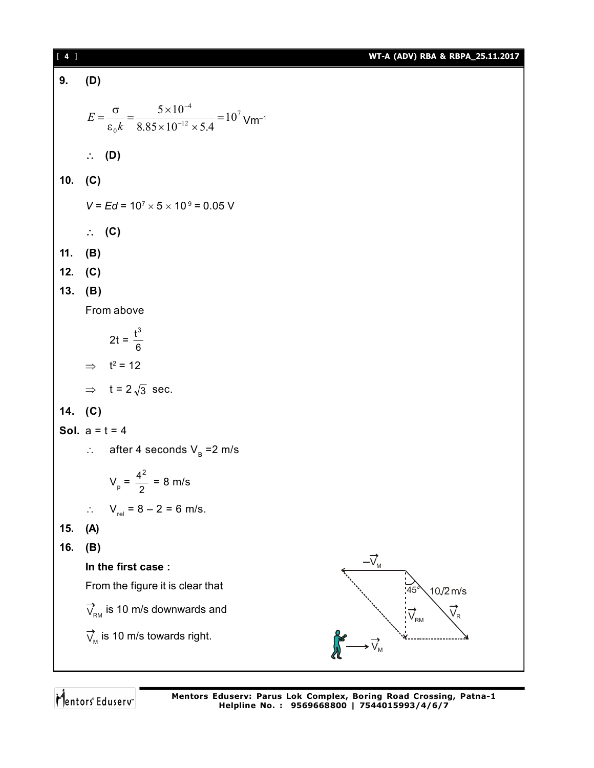**9. (D)**

$$E = \frac{\sigma}{\varepsilon_0 k} = \frac{5 \times 10^{-4}}{8.85 \times 10^{-12} \times 5.4} = 10^7 \text{ Vm}^{-1}$$

$\therefore$ **(D)**

**10. (C)**

$V = Ed = 10^7 \times 5 \times 10^{9} = 0.05$ V

$\therefore$ **(C)**

**11. (B)**

**12. (C)**

**13. (B)**

From above

$$2t = \frac{t^3}{6}$$

$\Rightarrow \quad t^2 = 12$

$\Rightarrow \quad t = 2\sqrt{3}$ sec.

**14. (C)**

**Sol.** a = t = 4

$\therefore$ after 4 seconds $V_B$ = 2 m/s

$$V_p = \frac{4^2}{2} = 8 \text{ m/s}$$

$\therefore \quad V_{rel} = 8 - 2 = 6$ m/s.

**15. (A)**

**16. (B)**

**In the first case :**

From the figure it is clear that

$\vec{V}_{RM}$ is 10 m/s downwards and

$\vec{V}_M$ is 10 m/s towards right.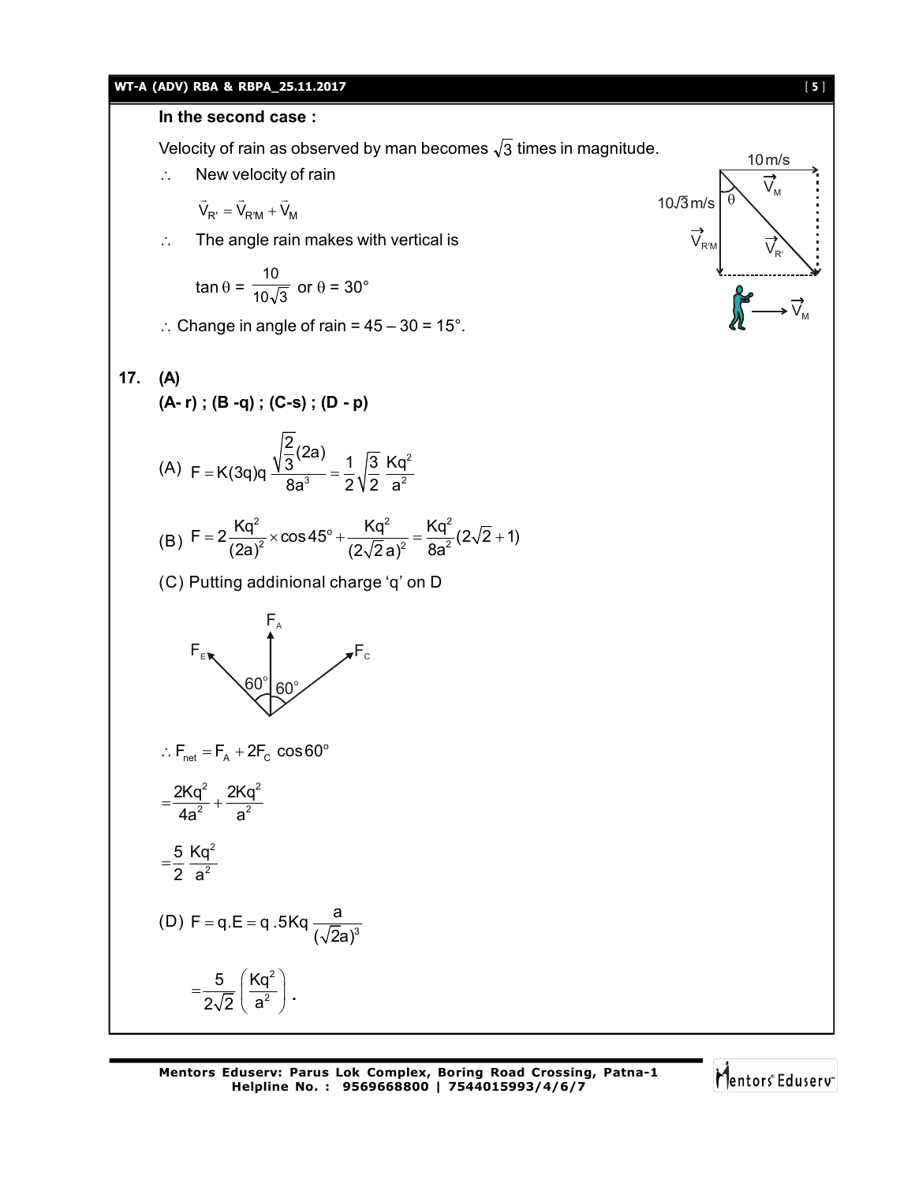**In the second case :**

Velocity of rain as observed by man becomes $\sqrt{3}$ times in magnitude.

$\therefore$ New velocity of rain

$$\vec{V}_{R'} = \vec{V}_{R'M} + \vec{V}_M$$

$\therefore$ The angle rain makes with vertical is

$$\tan\theta = \frac{10}{10\sqrt{3}} \text{ or } \theta = 30°$$

$\therefore$ Change in angle of rain = 45 – 30 = 15°.

**17. (A)**

**(A- r) ; (B -q) ; (C-s) ; (D - p)**

(A) $F = K(3q)q\,\dfrac{\sqrt{\frac{2}{3}}(2a)}{8a^3} = \dfrac{1}{2}\sqrt{\dfrac{3}{2}}\,\dfrac{Kq^2}{a^2}$

(B) $F = 2\dfrac{Kq^2}{(2a)^2} \times \cos 45° + \dfrac{Kq^2}{(2\sqrt{2}\,a)^2} = \dfrac{Kq^2}{8a^2}(2\sqrt{2}+1)$

(C) Putting addinional charge 'q' on D

$$\therefore F_{net} = F_A + 2F_C\,\cos 60°$$

$$= \frac{2Kq^2}{4a^2} + \frac{2Kq^2}{a^2}$$

$$= \frac{5}{2}\,\frac{Kq^2}{a^2}$$

(D) $F = q.E = q\,.5Kq\,\dfrac{a}{(\sqrt{2}a)^3}$

$$= \frac{5}{2\sqrt{2}}\left(\frac{Kq^2}{a^2}\right).$$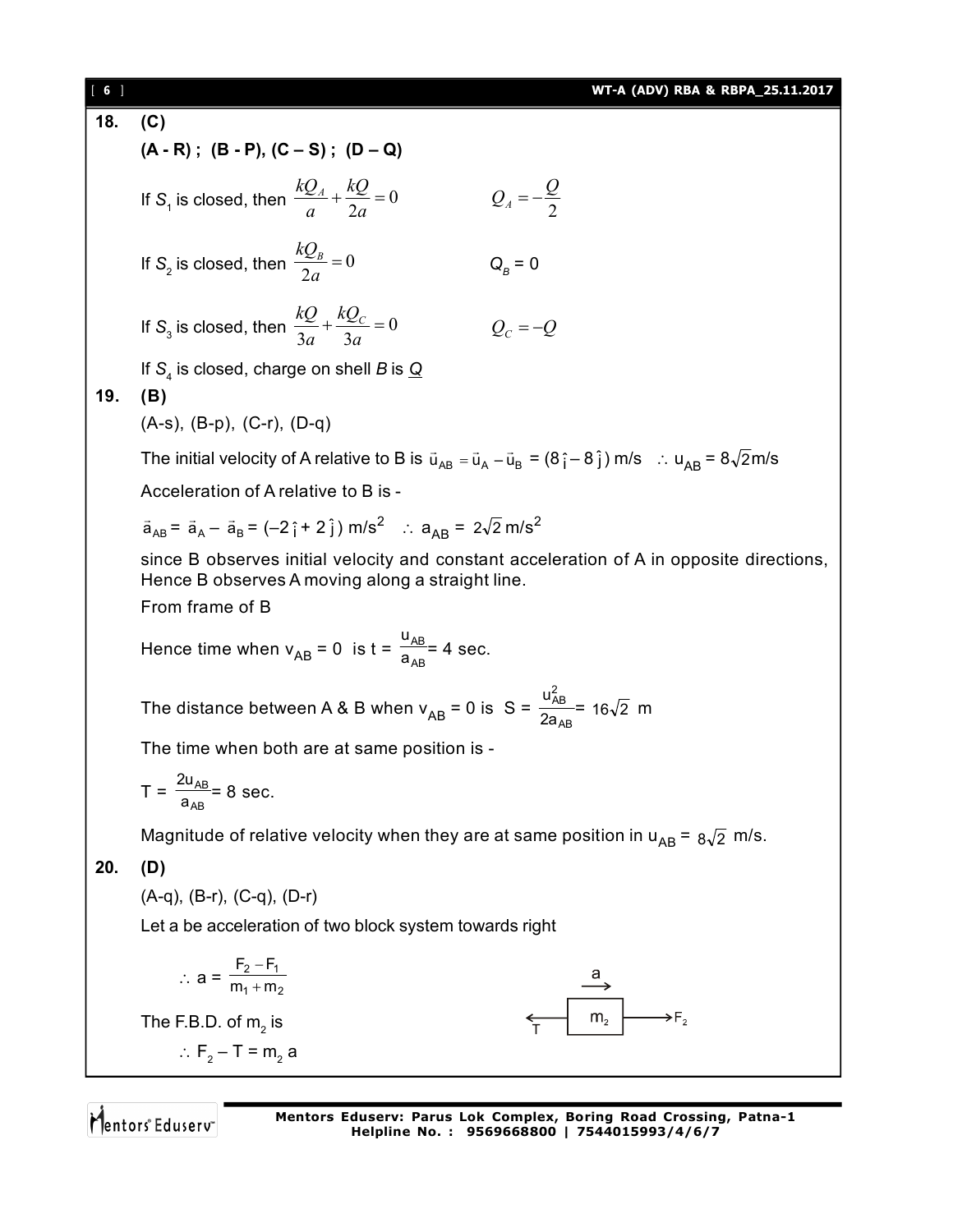**18. (C)**

**(A - R) ; (B - P), (C – S) ; (D – Q)**

If $S_1$ is closed, then $\frac{kQ_A}{a}+\frac{kQ}{2a}=0$ $\quad\quad\quad Q_A=-\frac{Q}{2}$

If $S_2$ is closed, then $\frac{kQ_B}{2a}=0$ $\quad\quad\quad Q_B = 0$

If $S_3$ is closed, then $\frac{kQ}{3a}+\frac{kQ_C}{3a}=0$ $\quad\quad\quad Q_C=-Q$

If $S_4$ is closed, charge on shell $B$ is $\underline{Q}$

**19. (B)**

(A-s), (B-p), (C-r), (D-q)

The initial velocity of A relative to B is $\vec{u}_{AB}=\vec{u}_A-\vec{u}_B = (8\hat{i}-8\hat{j})$ m/s $\quad\therefore u_{AB} = 8\sqrt{2}$m/s

Acceleration of A relative to B is -

$\vec{a}_{AB} = \vec{a}_A - \vec{a}_B = (-2\hat{i}+2\hat{j})$ m/s$^2$ $\quad\therefore a_{AB} = 2\sqrt{2}$ m/s$^2$

since B observes initial velocity and constant acceleration of A in opposite directions, Hence B observes A moving along a straight line.

From frame of B

Hence time when $v_{AB} = 0$ is $t = \frac{u_{AB}}{a_{AB}} = 4$ sec.

The distance between A & B when $v_{AB} = 0$ is $S = \frac{u_{AB}^2}{2a_{AB}} = 16\sqrt{2}$ m

The time when both are at same position is -

$T = \frac{2u_{AB}}{a_{AB}} = 8$ sec.

Magnitude of relative velocity when they are at same position in $u_{AB} = 8\sqrt{2}$ m/s.

**20. (D)**

(A-q), (B-r), (C-q), (D-r)

Let a be acceleration of two block system towards right

$\therefore a = \frac{F_2-F_1}{m_1+m_2}$

The F.B.D. of $m_2$ is

$\therefore F_2 - T = m_2 a$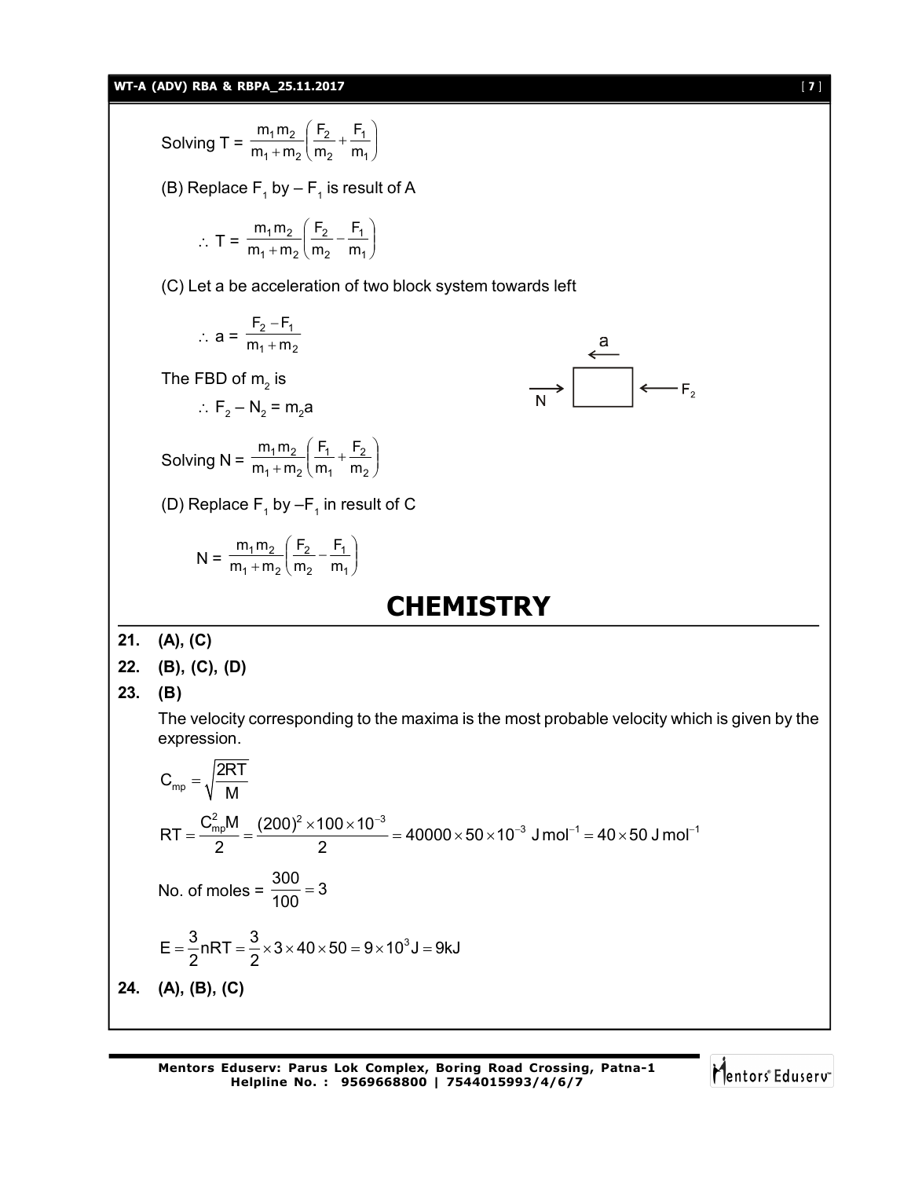Solving T = $\frac{m_1 m_2}{m_1 + m_2}\left(\frac{F_2}{m_2} + \frac{F_1}{m_1}\right)$

(B) Replace $F_1$ by – $F_1$ is result of A

$$\therefore T = \frac{m_1 m_2}{m_1 + m_2}\left(\frac{F_2}{m_2} - \frac{F_1}{m_1}\right)$$

(C) Let a be acceleration of two block system towards left

$$\therefore a = \frac{F_2 - F_1}{m_1 + m_2}$$

The FBD of $m_2$ is

$$\therefore F_2 - N_2 = m_2 a$$

Solving N = $\frac{m_1 m_2}{m_1 + m_2}\left(\frac{F_1}{m_1} + \frac{F_2}{m_2}\right)$

(D) Replace $F_1$ by $-F_1$ in result of C

$$N = \frac{m_1 m_2}{m_1 + m_2}\left(\frac{F_2}{m_2} - \frac{F_1}{m_1}\right)$$

# CHEMISTRY

**21. (A), (C)**

**22. (B), (C), (D)**

**23. (B)**

The velocity corresponding to the maxima is the most probable velocity which is given by the expression.

$$C_{mp} = \sqrt{\frac{2RT}{M}}$$

$$RT = \frac{C_{mp}^2 M}{2} = \frac{(200)^2 \times 100 \times 10^{-3}}{2} = 40000 \times 50 \times 10^{-3}\ \text{J mol}^{-1} = 40 \times 50\ \text{J mol}^{-1}$$

No. of moles = $\frac{300}{100} = 3$

$$E = \frac{3}{2}nRT = \frac{3}{2} \times 3 \times 40 \times 50 = 9 \times 10^3 \text{J} = 9\text{kJ}$$

**24. (A), (B), (C)**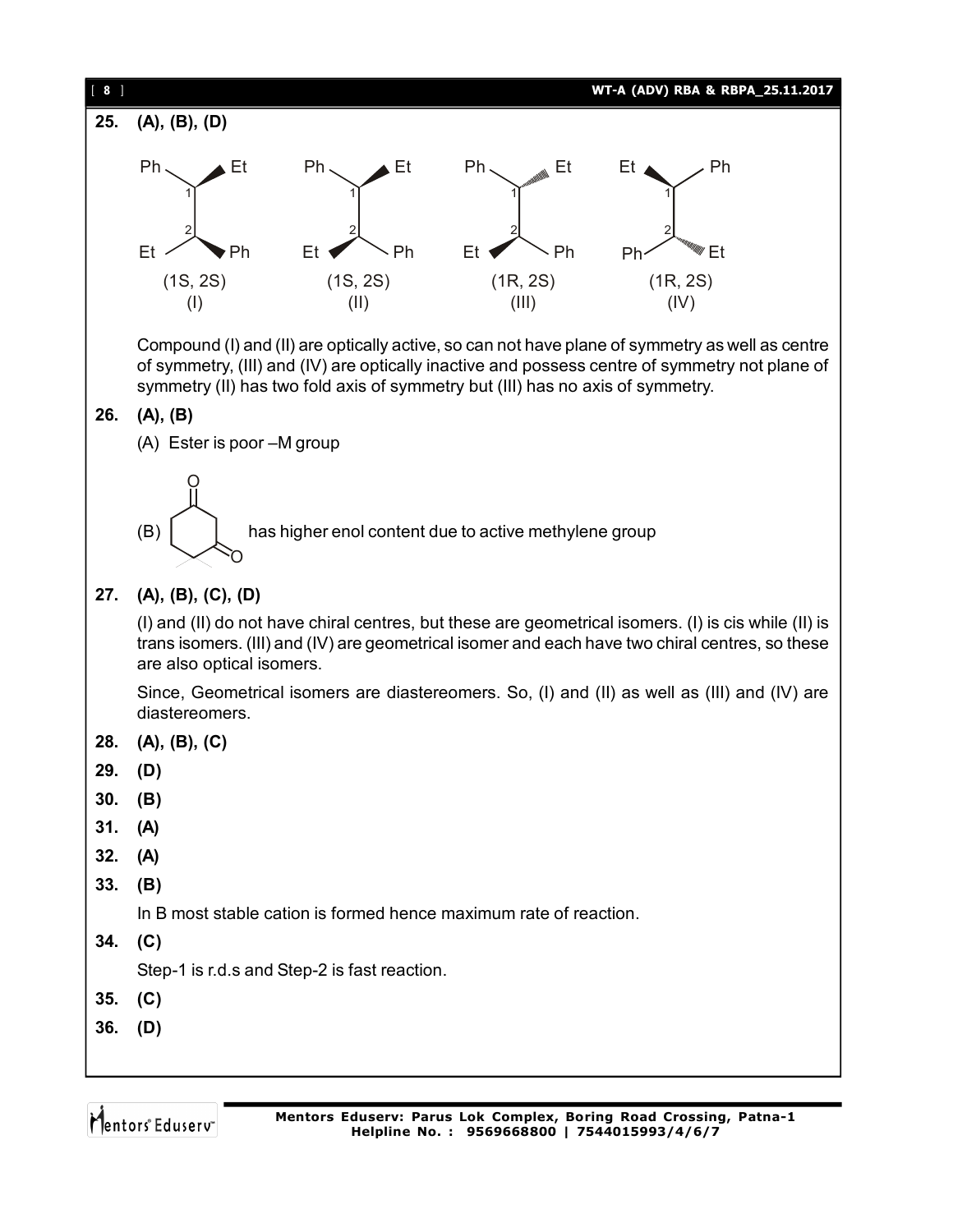**25. (A), (B), (D)**

(1S, 2S) (I) &nbsp;&nbsp;&nbsp; (1S, 2S) (II) &nbsp;&nbsp;&nbsp; (1R, 2S) (III) &nbsp;&nbsp;&nbsp; (1R, 2S) (IV)

Compound (I) and (II) are optically active, so can not have plane of symmetry as well as centre of symmetry, (III) and (IV) are optically inactive and possess centre of symmetry not plane of symmetry (II) has two fold axis of symmetry but (III) has no axis of symmetry.

**26. (A), (B)**

(A) Ester is poor –M group

(B) has higher enol content due to active methylene group

**27. (A), (B), (C), (D)**

(I) and (II) do not have chiral centres, but these are geometrical isomers. (I) is cis while (II) is trans isomers. (III) and (IV) are geometrical isomer and each have two chiral centres, so these are also optical isomers.

Since, Geometrical isomers are diastereomers. So, (I) and (II) as well as (III) and (IV) are diastereomers.

**28. (A), (B), (C)**

**29. (D)**

**30. (B)**

**31. (A)**

**32. (A)**

**33. (B)**

In B most stable cation is formed hence maximum rate of reaction.

**34. (C)**

Step-1 is r.d.s and Step-2 is fast reaction.

**35. (C)**

**36. (D)**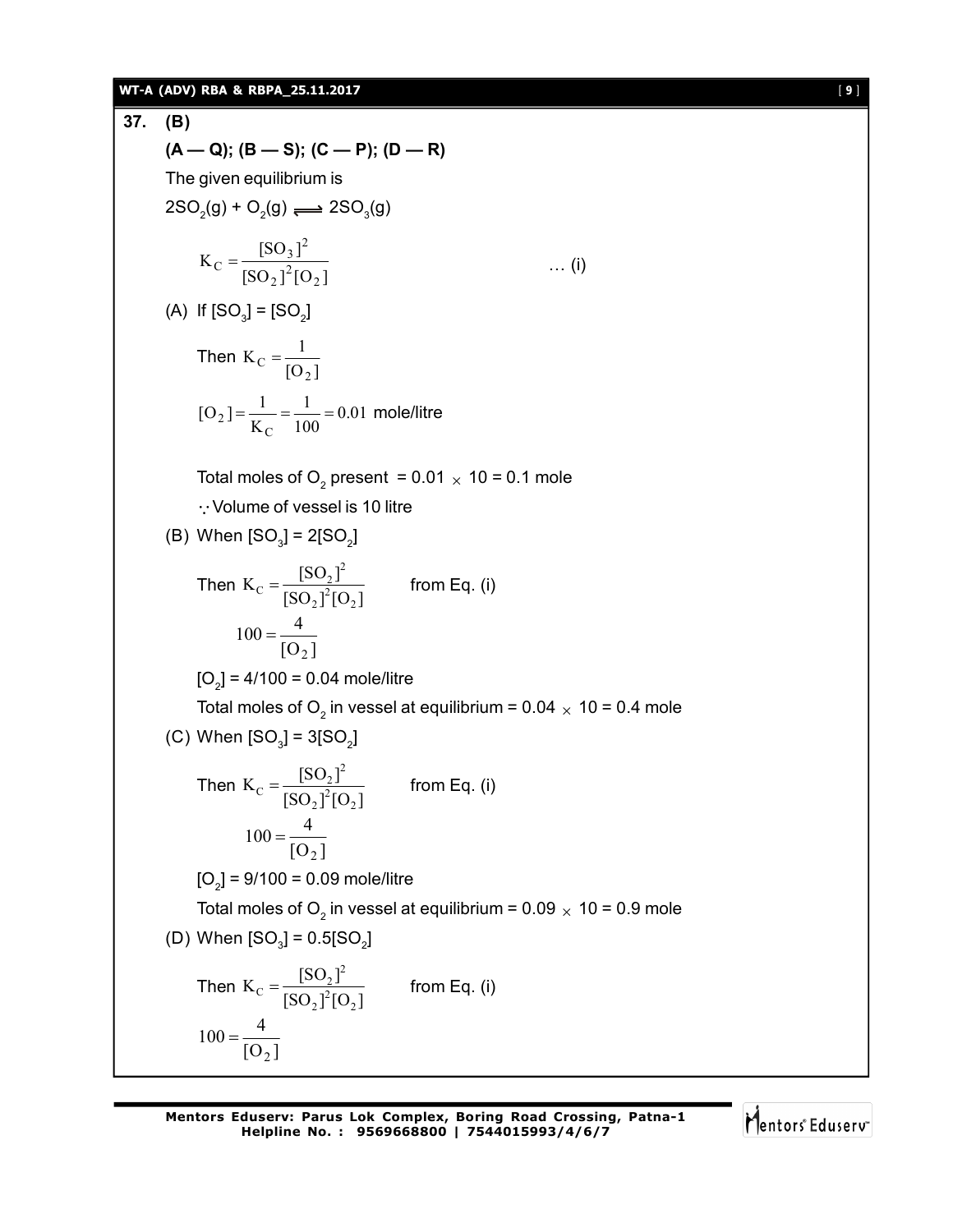**37. (B)**

**(A — Q); (B — S); (C — P); (D — R)**

The given equilibrium is

$2SO_2(g) + O_2(g) \rightleftharpoons 2SO_3(g)$

$$K_C = \frac{[SO_3]^2}{[SO_2]^2[O_2]} \qquad \ldots \text{(i)}$$

(A) If $[SO_3] = [SO_2]$

Then $K_C = \frac{1}{[O_2]}$

$[O_2] = \frac{1}{K_C} = \frac{1}{100} = 0.01$ mole/litre

Total moles of $O_2$ present = 0.01 $\times$ 10 = 0.1 mole

$\because$ Volume of vessel is 10 litre

(B) When $[SO_3] = 2[SO_2]$

Then $K_C = \frac{[SO_2]^2}{[SO_2]^2[O_2]}$ from Eq. (i)

$100 = \frac{4}{[O_2]}$

$[O_2]$ = 4/100 = 0.04 mole/litre

Total moles of $O_2$ in vessel at equilibrium = 0.04 $\times$ 10 = 0.4 mole

(C) When $[SO_3] = 3[SO_2]$

Then $K_C = \frac{[SO_2]^2}{[SO_2]^2[O_2]}$ from Eq. (i)

$100 = \frac{4}{[O_2]}$

$[O_2]$ = 9/100 = 0.09 mole/litre

Total moles of $O_2$ in vessel at equilibrium = 0.09 $\times$ 10 = 0.9 mole

(D) When $[SO_3] = 0.5[SO_2]$

Then $K_C = \frac{[SO_2]^2}{[SO_2]^2[O_2]}$ from Eq. (i)

$100 = \frac{4}{[O_2]}$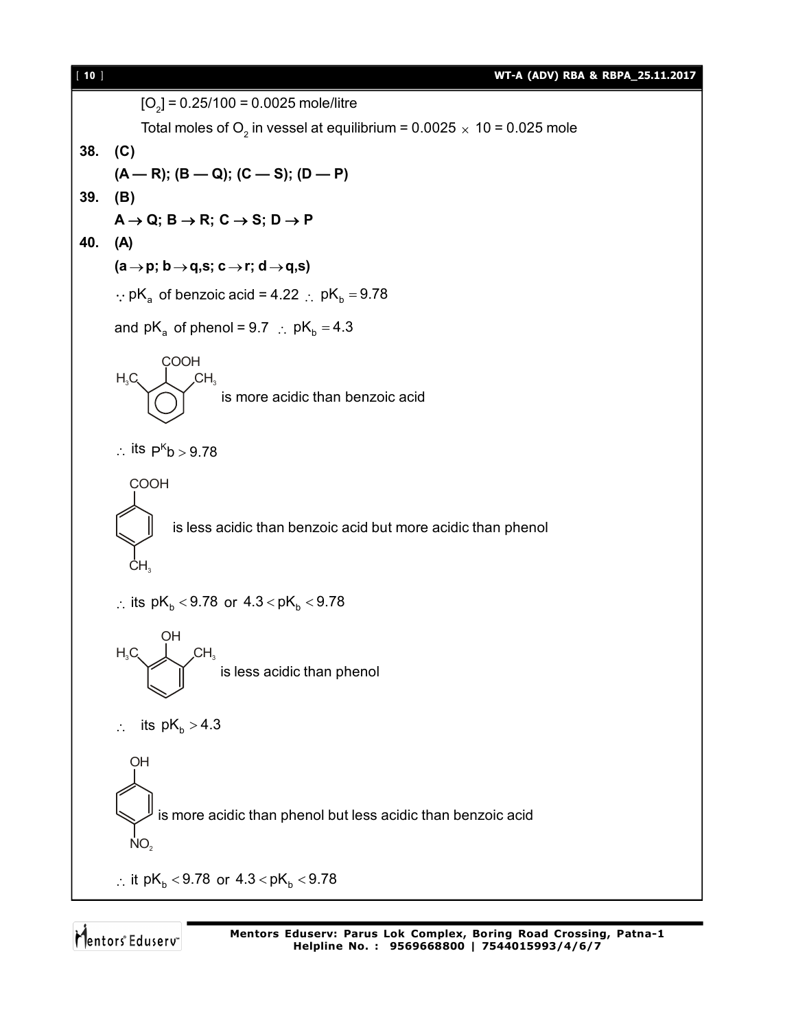$[O_2]$ = 0.25/100 = 0.0025 mole/litre

Total moles of $O_2$ in vessel at equilibrium = 0.0025 $\times$ 10 = 0.025 mole

**38. (C)**

**(A — R); (B — Q); (C — S); (D — P)**

**39. (B)**

**$A \rightarrow Q$; $B \rightarrow R$; $C \rightarrow S$; $D \rightarrow P$**

**40. (A)**

**($a \rightarrow p$; $b \rightarrow q,s$; $c \rightarrow r$; $d \rightarrow q,s$)**

$\because pK_a$ of benzoic acid = 4.22 $\therefore pK_b = 9.78$

and $pK_a$ of phenol = 9.7 $\therefore pK_b = 4.3$

2,6-dimethylbenzoic acid (COOH with $H_3C$ and $CH_3$ at both ortho positions) is more acidic than benzoic acid

$\therefore$ its $P^Kb > 9.78$

4-methylbenzoic acid (COOH with $CH_3$ at para position) is less acidic than benzoic acid but more acidic than phenol

$\therefore$ its $pK_b < 9.78$ or $4.3 < pK_b < 9.78$

2,6-dimethylphenol (OH with $H_3C$ and $CH_3$ at both ortho positions) is less acidic than phenol

$\therefore$ its $pK_b > 4.3$

4-nitrophenol (OH with $NO_2$ at para position) is more acidic than phenol but less acidic than benzoic acid

$\therefore$ it $pK_b < 9.78$ or $4.3 < pK_b < 9.78$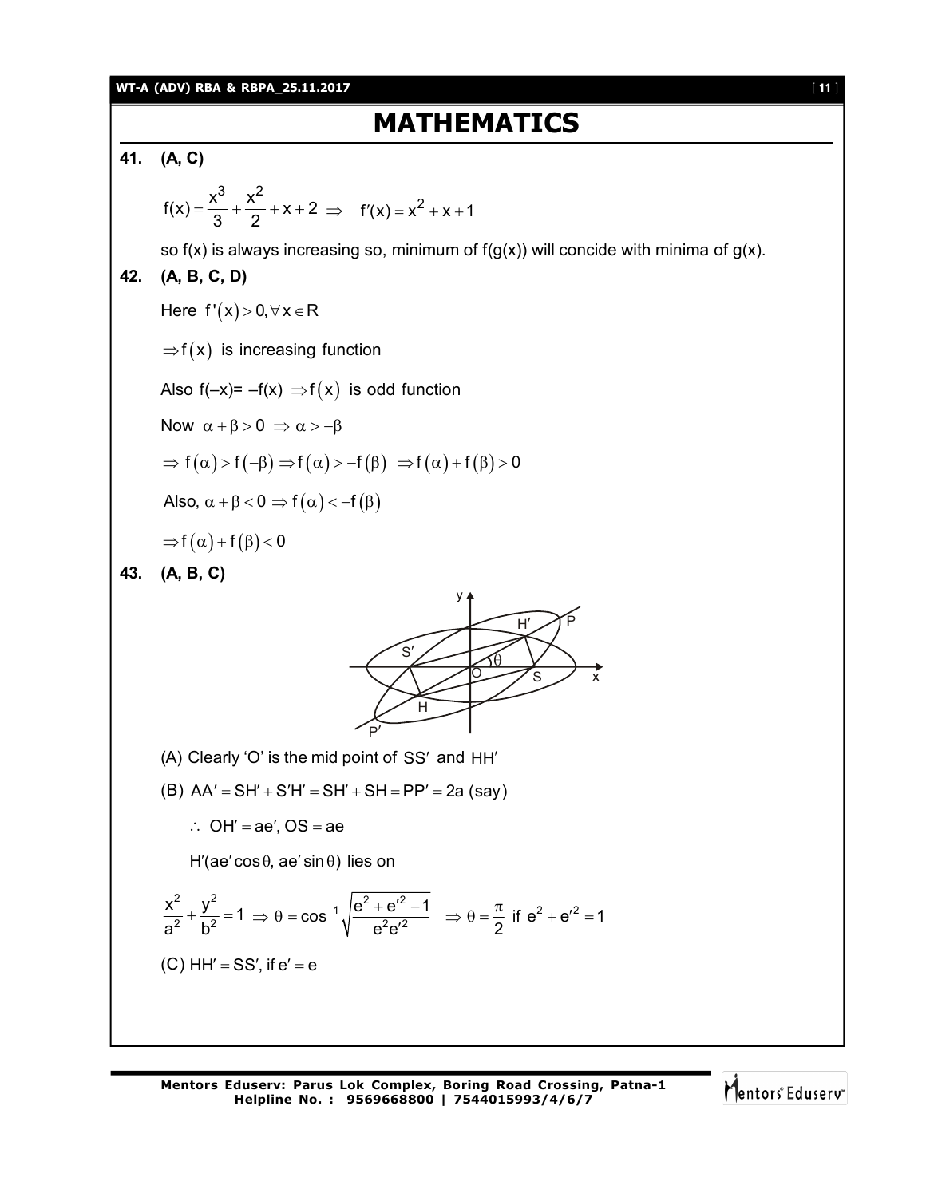# MATHEMATICS

**41. (A, C)**

$$f(x) = \frac{x^3}{3} + \frac{x^2}{2} + x + 2 \Rightarrow \quad f'(x) = x^2 + x + 1$$

so f(x) is always increasing so, minimum of f(g(x)) will concide with minima of g(x).

**42. (A, B, C, D)**

Here $f'(x) > 0, \forall x \in R$

$\Rightarrow f(x)$ is increasing function

Also $f(-x) = -f(x) \Rightarrow f(x)$ is odd function

Now $\alpha + \beta > 0 \Rightarrow \alpha > -\beta$

$\Rightarrow f(\alpha) > f(-\beta) \Rightarrow f(\alpha) > -f(\beta) \Rightarrow f(\alpha) + f(\beta) > 0$

Also, $\alpha + \beta < 0 \Rightarrow f(\alpha) < -f(\beta)$

$\Rightarrow f(\alpha) + f(\beta) < 0$

**43. (A, B, C)**

(A) Clearly 'O' is the mid point of $SS'$ and $HH'$

(B) $AA' = SH' + S'H' = SH' + SH = PP' = 2a$ (say)

$\therefore \ OH' = ae', OS = ae$

$H'(ae'\cos\theta, ae'\sin\theta)$ lies on

$$\frac{x^2}{a^2} + \frac{y^2}{b^2} = 1 \Rightarrow \theta = \cos^{-1}\sqrt{\frac{e^2 + e'^2 - 1}{e^2 e'^2}} \quad \Rightarrow \theta = \frac{\pi}{2} \text{ if } e^2 + e'^2 = 1$$

(C) $HH' = SS'$, if $e' = e$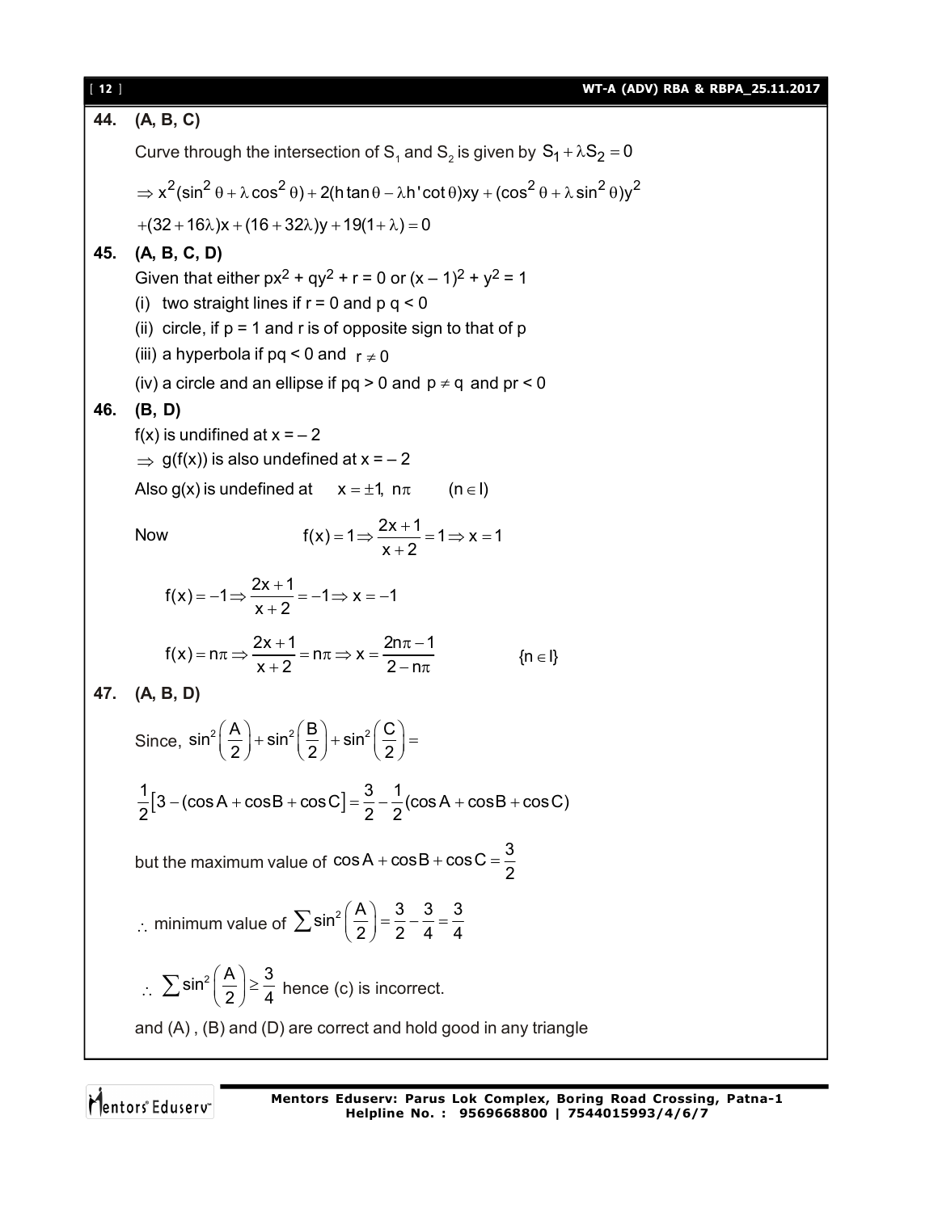**44. (A, B, C)**

Curve through the intersection of $S_1$ and $S_2$ is given by $S_1 + \lambda S_2 = 0$

$\Rightarrow x^2(\sin^2\theta + \lambda\cos^2\theta) + 2(h\tan\theta - \lambda h'\cot\theta)xy + (\cos^2\theta + \lambda\sin^2\theta)y^2$

$+(32 + 16\lambda)x + (16 + 32\lambda)y + 19(1 + \lambda) = 0$

**45. (A, B, C, D)**

Given that either $px^2 + qy^2 + r = 0$ or $(x - 1)^2 + y^2 = 1$

(i) two straight lines if $r = 0$ and $p\,q < 0$

(ii) circle, if $p = 1$ and r is of opposite sign to that of p

(iii) a hyperbola if $pq < 0$ and $r \neq 0$

(iv) a circle and an ellipse if $pq > 0$ and $p \neq q$ and $pr < 0$

**46. (B, D)**

f(x) is undifined at $x = -2$

$\Rightarrow$ g(f(x)) is also undefined at $x = -2$

Also g(x) is undefined at $\quad x = \pm 1,\ n\pi \qquad (n \in I)$

Now $\qquad f(x) = 1 \Rightarrow \dfrac{2x+1}{x+2} = 1 \Rightarrow x = 1$

$f(x) = -1 \Rightarrow \dfrac{2x+1}{x+2} = -1 \Rightarrow x = -1$

$f(x) = n\pi \Rightarrow \dfrac{2x+1}{x+2} = n\pi \Rightarrow x = \dfrac{2n\pi - 1}{2 - n\pi} \qquad \{n \in I\}$

**47. (A, B, D)**

Since, $\sin^2\left(\dfrac{A}{2}\right) + \sin^2\left(\dfrac{B}{2}\right) + \sin^2\left(\dfrac{C}{2}\right) =$

$\dfrac{1}{2}\left[3 - (\cos A + \cos B + \cos C\right] = \dfrac{3}{2} - \dfrac{1}{2}(\cos A + \cos B + \cos C)$

but the maximum value of $\cos A + \cos B + \cos C = \dfrac{3}{2}$

$\therefore$ minimum value of $\sum \sin^2\left(\dfrac{A}{2}\right) = \dfrac{3}{2} - \dfrac{3}{4} = \dfrac{3}{4}$

$\therefore \sum \sin^2\left(\dfrac{A}{2}\right) \geq \dfrac{3}{4}$ hence (c) is incorrect.

and (A) , (B) and (D) are correct and hold good in any triangle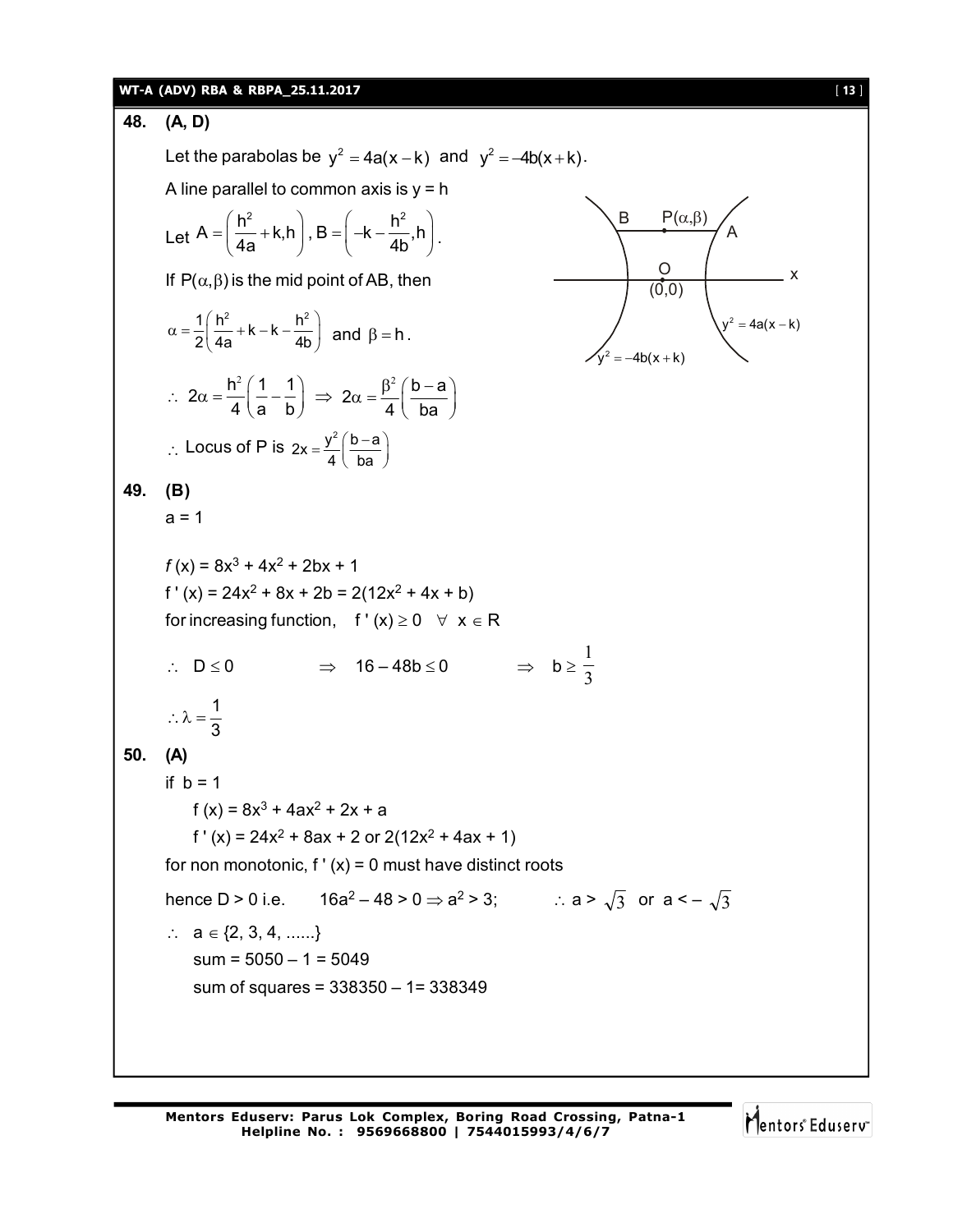**48. (A, D)**

Let the parabolas be $y^2 = 4a(x-k)$ and $y^2 = -4b(x+k)$.

A line parallel to common axis is y = h

Let $A = \left(\frac{h^2}{4a}+k, h\right)$, $B = \left(-k-\frac{h^2}{4b}, h\right)$.

If $P(\alpha,\beta)$ is the mid point of AB, then

$\alpha = \frac{1}{2}\left(\frac{h^2}{4a}+k-k-\frac{h^2}{4b}\right)$ and $\beta = h$.

$\therefore\ 2\alpha = \frac{h^2}{4}\left(\frac{1}{a}-\frac{1}{b}\right) \Rightarrow 2\alpha = \frac{\beta^2}{4}\left(\frac{b-a}{ba}\right)$

$\therefore$ Locus of P is $2x = \frac{y^2}{4}\left(\frac{b-a}{ba}\right)$

**49. (B)**

a = 1

$f(x) = 8x^3 + 4x^2 + 2bx + 1$

$f'(x) = 24x^2 + 8x + 2b = 2(12x^2 + 4x + b)$

for increasing function, $f'(x) \geq 0 \quad \forall\ x \in R$

$\therefore\ D \leq 0 \qquad \Rightarrow \quad 16 - 48b \leq 0 \qquad \Rightarrow \quad b \geq \frac{1}{3}$

$\therefore \lambda = \frac{1}{3}$

**50. (A)**

if b = 1

$f(x) = 8x^3 + 4ax^2 + 2x + a$

$f'(x) = 24x^2 + 8ax + 2$ or $2(12x^2 + 4ax + 1)$

for non monotonic, $f'(x) = 0$ must have distinct roots

hence D > 0 i.e. $\quad 16a^2 - 48 > 0 \Rightarrow a^2 > 3; \qquad \therefore\ a > \sqrt{3}$ or $a < -\sqrt{3}$

$\therefore\ a \in \{2, 3, 4, ......\}$

sum = 5050 – 1 = 5049

sum of squares = 338350 – 1= 338349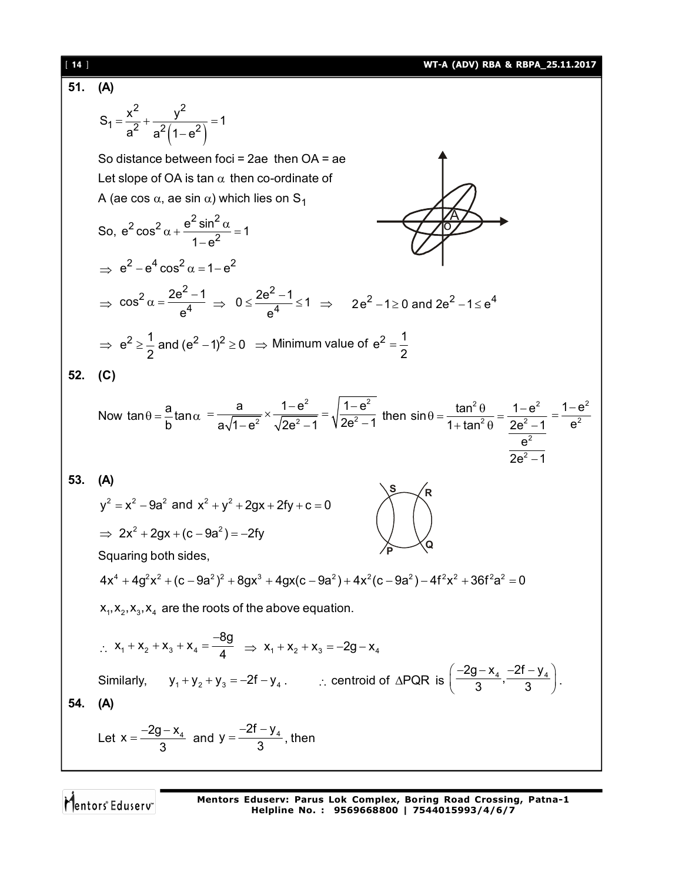**51. (A)**

$$S_1 = \frac{x^2}{a^2} + \frac{y^2}{a^2\left(1-e^2\right)} = 1$$

So distance between foci = 2ae then OA = ae

Let slope of OA is $\tan\alpha$ then co-ordinate of A $(ae\cos\alpha, ae\sin\alpha)$ which lies on $S_1$

So, $e^2\cos^2\alpha + \dfrac{e^2\sin^2\alpha}{1-e^2} = 1$

$\Rightarrow e^2 - e^4\cos^2\alpha = 1 - e^2$

$\Rightarrow \cos^2\alpha = \dfrac{2e^2-1}{e^4} \Rightarrow 0 \le \dfrac{2e^2-1}{e^4} \le 1 \Rightarrow \quad 2e^2 - 1 \ge 0$ and $2e^2 - 1 \le e^4$

$\Rightarrow e^2 \ge \dfrac{1}{2}$ and $(e^2-1)^2 \ge 0 \Rightarrow$ Minimum value of $e^2 = \dfrac{1}{2}$

**52. (C)**

Now $\tan\theta = \dfrac{a}{b}\tan\alpha = \dfrac{a}{a\sqrt{1-e^2}} \times \dfrac{1-e^2}{\sqrt{2e^2-1}} = \sqrt{\dfrac{1-e^2}{2e^2-1}}$ then $\sin\theta = \dfrac{\tan^2\theta}{1+\tan^2\theta} = \dfrac{\dfrac{1-e^2}{2e^2-1}}{\dfrac{e^2}{2e^2-1}} = \dfrac{1-e^2}{e^2}$

**53. (A)**

$y^2 = x^2 - 9a^2$ and $x^2 + y^2 + 2gx + 2fy + c = 0$

$\Rightarrow 2x^2 + 2gx + (c - 9a^2) = -2fy$

Squaring both sides,

$$4x^4 + 4g^2x^2 + (c-9a^2)^2 + 8gx^3 + 4gx(c-9a^2) + 4x^2(c-9a^2) - 4f^2x^2 + 36f^2a^2 = 0$$

$x_1, x_2, x_3, x_4$ are the roots of the above equation.

$\therefore\ x_1 + x_2 + x_3 + x_4 = \dfrac{-8g}{4} \Rightarrow x_1 + x_2 + x_3 = -2g - x_4$

Similarly, $\quad y_1 + y_2 + y_3 = -2f - y_4$. $\qquad \therefore$ centroid of $\Delta PQR$ is $\left(\dfrac{-2g-x_4}{3}, \dfrac{-2f-y_4}{3}\right)$.

**54. (A)**

Let $x = \dfrac{-2g - x_4}{3}$ and $y = \dfrac{-2f - y_4}{3}$, then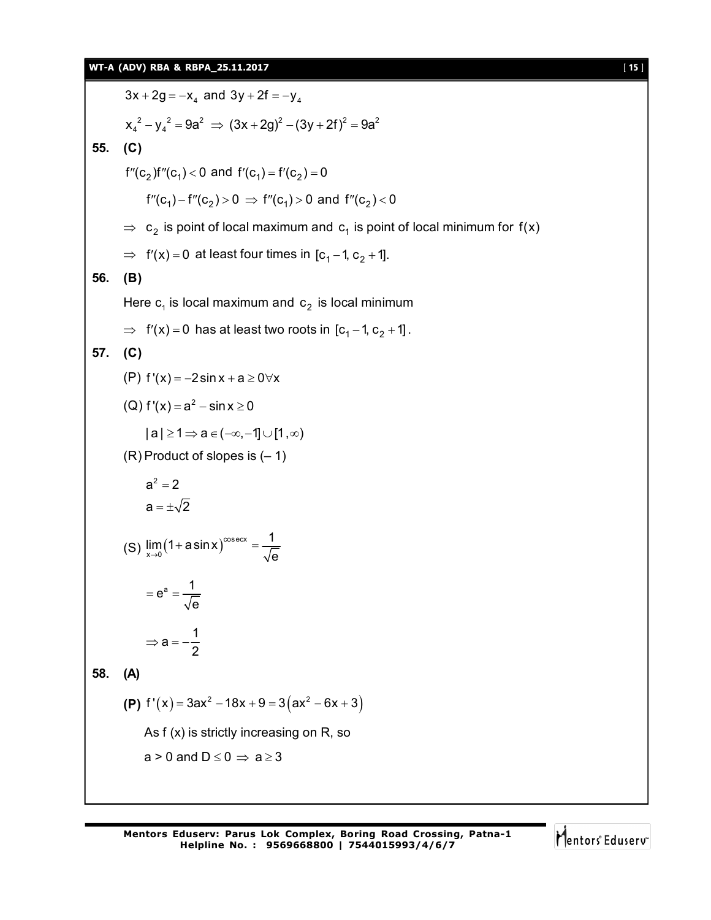$3x + 2g = -x_4$ and $3y + 2f = -y_4$

$x_4^2 - y_4^2 = 9a^2 \Rightarrow (3x + 2g)^2 - (3y + 2f)^2 = 9a^2$

**55. (C)**

$f''(c_2)f''(c_1) < 0$ and $f'(c_1) = f'(c_2) = 0$

$f''(c_1) - f''(c_2) > 0 \Rightarrow f''(c_1) > 0$ and $f''(c_2) < 0$

$\Rightarrow$ $c_2$ is point of local maximum and $c_1$ is point of local minimum for $f(x)$

$\Rightarrow$ $f'(x) = 0$ at least four times in $[c_1 - 1, c_2 + 1]$.

**56. (B)**

Here $c_1$ is local maximum and $c_2$ is local minimum

$\Rightarrow$ $f'(x) = 0$ has at least two roots in $[c_1 - 1, c_2 + 1]$.

**57. (C)**

(P) $f'(x) = -2\sin x + a \geq 0 \forall x$

(Q) $f'(x) = a^2 - \sin x \geq 0$

$|a| \geq 1 \Rightarrow a \in (-\infty, -1] \cup [1, \infty)$

(R) Product of slopes is (– 1)

$a^2 = 2$

$a = \pm\sqrt{2}$

(S) $\lim_{x \to 0}(1 + a\sin x)^{\operatorname{cosec} x} = \frac{1}{\sqrt{e}}$

$= e^a = \frac{1}{\sqrt{e}}$

$\Rightarrow a = -\frac{1}{2}$

**58. (A)**

**(P)** $f'(x) = 3ax^2 - 18x + 9 = 3(ax^2 - 6x + 3)$

As f (x) is strictly increasing on R, so

$a > 0$ and $D \leq 0 \Rightarrow a \geq 3$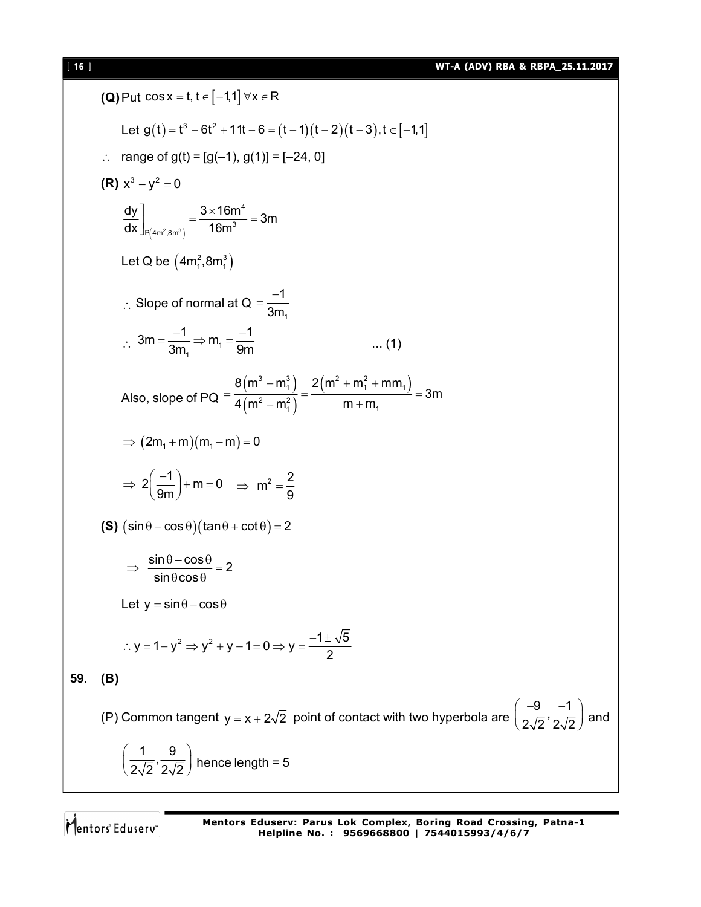**(Q)** Put $\cos x = t, t \in [-1,1] \forall x \in R$

Let $g(t) = t^3 - 6t^2 + 11t - 6 = (t-1)(t-2)(t-3), t \in [-1,1]$

$\therefore$ range of g(t) = [g(–1), g(1)] = [–24, 0]

**(R)** $x^3 - y^2 = 0$

$$\left.\frac{dy}{dx}\right]_{P(4m^2, 8m^3)} = \frac{3 \times 16m^4}{16m^3} = 3m$$

Let Q be $(4m_1^2, 8m_1^3)$

$$\therefore \text{ Slope of normal at Q} = \frac{-1}{3m_1}$$

$$\therefore\ 3m = \frac{-1}{3m_1} \Rightarrow m_1 = \frac{-1}{9m} \qquad \text{... (1)}$$

$$\text{Also, slope of PQ} = \frac{8(m^3 - m_1^3)}{4(m^2 - m_1^2)} = \frac{2(m^2 + m_1^2 + mm_1)}{m + m_1} = 3m$$

$$\Rightarrow (2m_1 + m)(m_1 - m) = 0$$

$$\Rightarrow 2\left(\frac{-1}{9m}\right) + m = 0 \quad \Rightarrow m^2 = \frac{2}{9}$$

**(S)** $(\sin\theta - \cos\theta)(\tan\theta + \cot\theta) = 2$

$$\Rightarrow \frac{\sin\theta - \cos\theta}{\sin\theta\cos\theta} = 2$$

Let $y = \sin\theta - \cos\theta$

$$\therefore y = 1 - y^2 \Rightarrow y^2 + y - 1 = 0 \Rightarrow y = \frac{-1 \pm \sqrt{5}}{2}$$

**59. (B)**

(P) Common tangent $y = x + 2\sqrt{2}$ point of contact with two hyperbola are $\left(\frac{-9}{2\sqrt{2}}, \frac{-1}{2\sqrt{2}}\right)$ and $\left(\frac{1}{2\sqrt{2}}, \frac{9}{2\sqrt{2}}\right)$ hence length = 5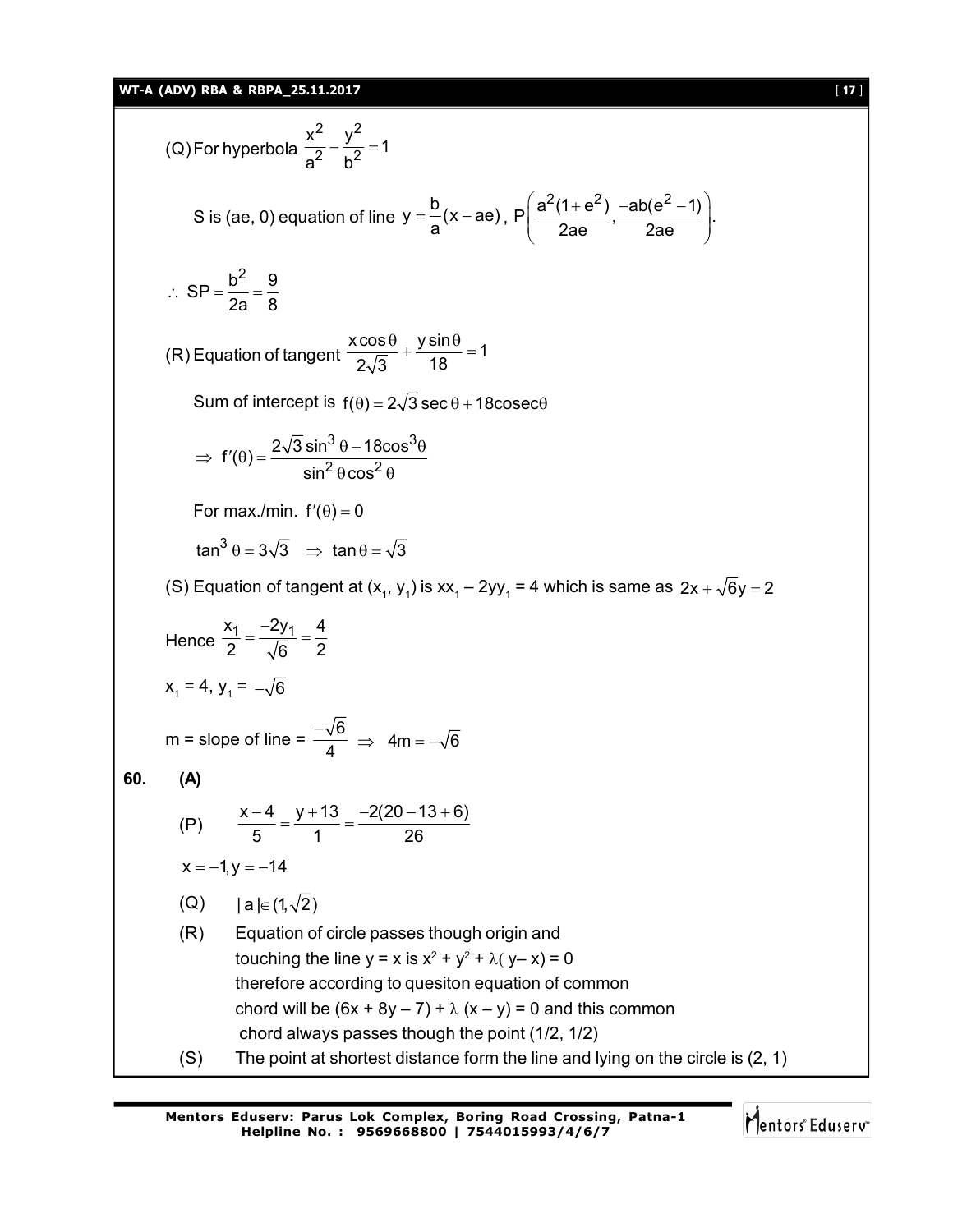(Q) For hyperbola $\frac{x^2}{a^2}-\frac{y^2}{b^2}=1$

S is (ae, 0) equation of line $y=\frac{b}{a}(x-ae)$, $P\left(\frac{a^2(1+e^2)}{2ae},\frac{-ab(e^2-1)}{2ae}\right)$.

$\therefore\ SP=\frac{b^2}{2a}=\frac{9}{8}$

(R) Equation of tangent $\frac{x\cos\theta}{2\sqrt{3}}+\frac{y\sin\theta}{18}=1$

Sum of intercept is $f(\theta)=2\sqrt{3}\sec\theta+18\operatorname{cosec}\theta$

$\Rightarrow\ f'(\theta)=\frac{2\sqrt{3}\sin^3\theta-18\cos^3\theta}{\sin^2\theta\cos^2\theta}$

For max./min. $f'(\theta)=0$

$\tan^3\theta=3\sqrt{3}\ \Rightarrow\ \tan\theta=\sqrt{3}$

(S) Equation of tangent at $(x_1, y_1)$ is $xx_1 - 2yy_1 = 4$ which is same as $2x+\sqrt{6}y=2$

Hence $\frac{x_1}{2}=\frac{-2y_1}{\sqrt{6}}=\frac{4}{2}$

$x_1 = 4$, $y_1 = -\sqrt{6}$

m = slope of line = $\frac{-\sqrt{6}}{4}\ \Rightarrow\ 4m=-\sqrt{6}$

**60. (A)**

(P) $\frac{x-4}{5}=\frac{y+13}{1}=\frac{-2(20-13+6)}{26}$

$x=-1, y=-14$

(Q) $|a|\in(1,\sqrt{2})$

(R) Equation of circle passes though origin and touching the line y = x is $x^2 + y^2 + \lambda(y - x) = 0$ therefore according to quesiton equation of common chord will be $(6x + 8y - 7) + \lambda(x - y) = 0$ and this common chord always passes though the point (1/2, 1/2)

(S) The point at shortest distance form the line and lying on the circle is (2, 1)